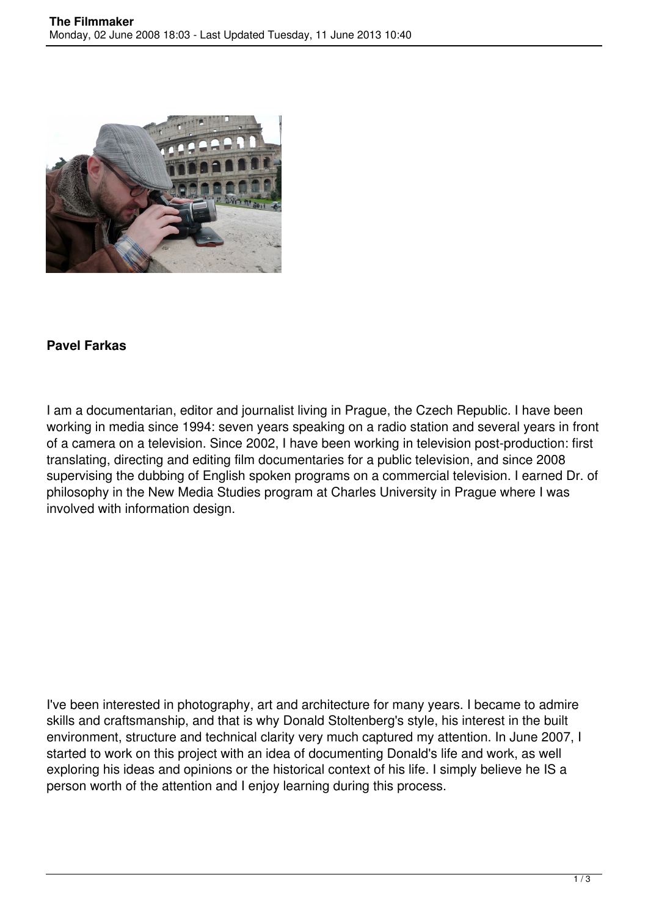**Pavel Farkas**

I am a documentarian, editor and journalist living in Prague, the Czech Republic. I have been working in media since 1994: seven years speaking on a radio station and several years in front of a camera on a television. Since 2002, I have been working in television post-production: first translating, directing and editing film documentaries for a public television, and since 2008 supervising the dubbing of English spoken programs on a commercial television. I earned Dr. of philosophy in the New Media Studies program at Charles University in Prague where I was involved with information design.

I've been interested in photography, art and architecture for many years. I became to admire skills and craftsmanship, and that is why Donald Stoltenberg's style, his interest in the built environment, structure and technical clarity very much captured my attention. In June 2007, I started to work on this project with an idea of documenting Donald's life and work, as well exploring his ideas and opinions or the historical context of his life. I simply believe he IS a person worth of the attention and I enjoy learning during this process.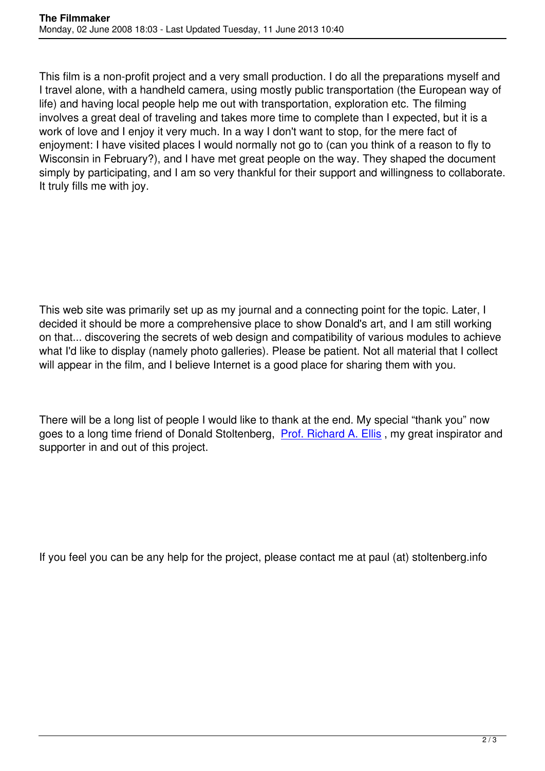This film is a non-profit project and a very small production. I do all the preparations myself and I travel alone, with a handheld camera, using mostly public transportation (the European way of life) and having local people help me out with transportation, exploration etc. The filming involves a great deal of traveling and takes more time to complete than I expected, but it is a work of love and I enjoy it very much. In a way I don't want to stop, for the mere fact of enjoyment: I have visited places I would normally not go to (can you think of a reason to fly to Wisconsin in February?), and I have met great people on the way. They shaped the document simply by participating, and I am so very thankful for their support and willingness to collaborate. It truly fills me with joy.

This web site was primarily set up as my journal and a connecting point for the topic. Later, I decided it should be more a comprehensive place to show Donald's art, and I am still working on that... discovering the secrets of web design and compatibility of various modules to achieve what I'd like to display (namely photo galleries). Please be patient. Not all material that I collect will appear in the film, and I believe Internet is a good place for sharing them with you.

There will be a long list of people I would like to thank at the end. My special "thank you" now goes to a long time friend of Donald Stoltenberg, Prof. Richard A. Ellis , my great inspirator and supporter in and out of this project.

If you feel you can be any help for the project, please contact me at paul (at) stoltenberg.info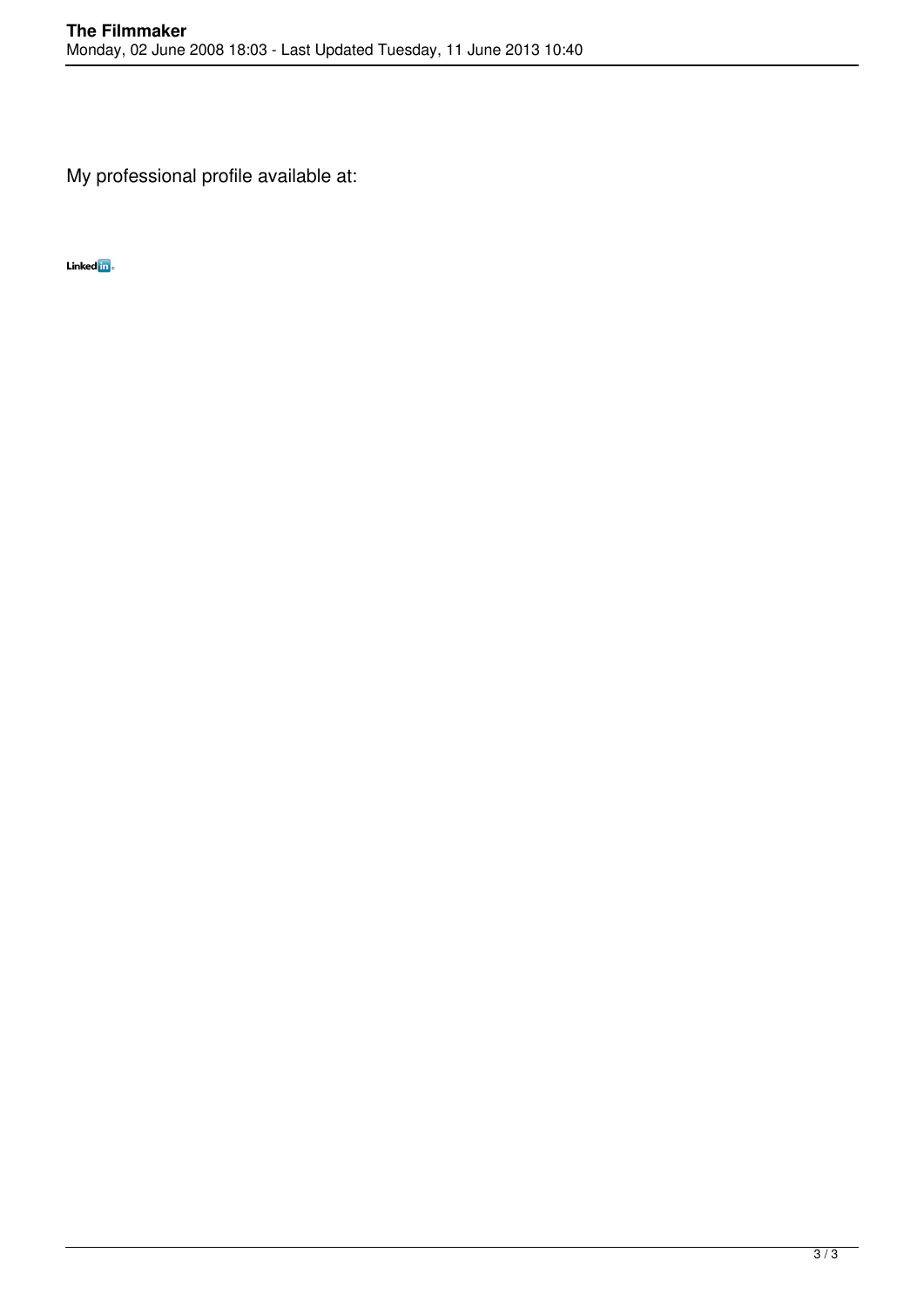My professional profile available at:

LinkedIn